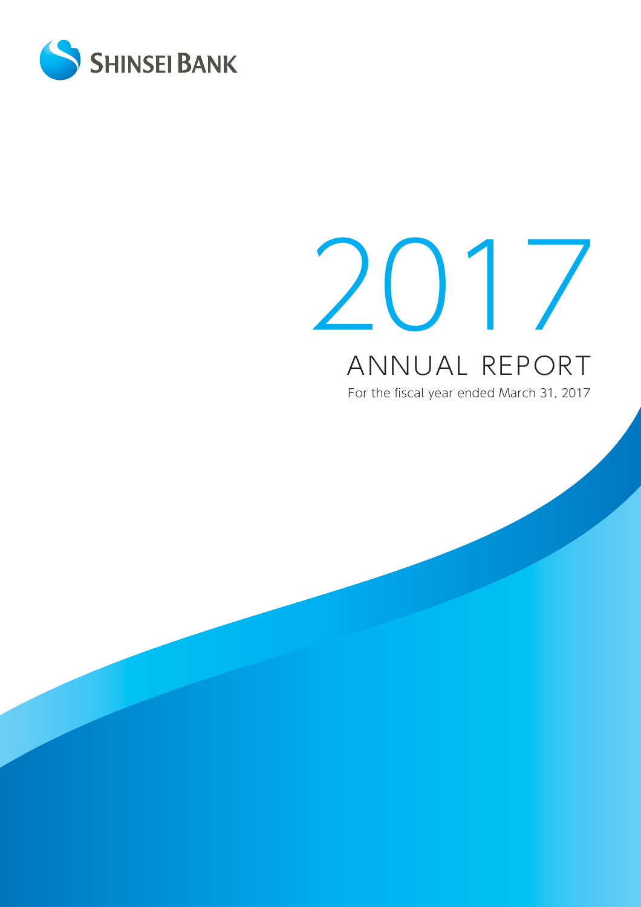SHINSEI BANK

# 2017

## ANNUAL REPORT

For the fiscal year ended March 31, 2017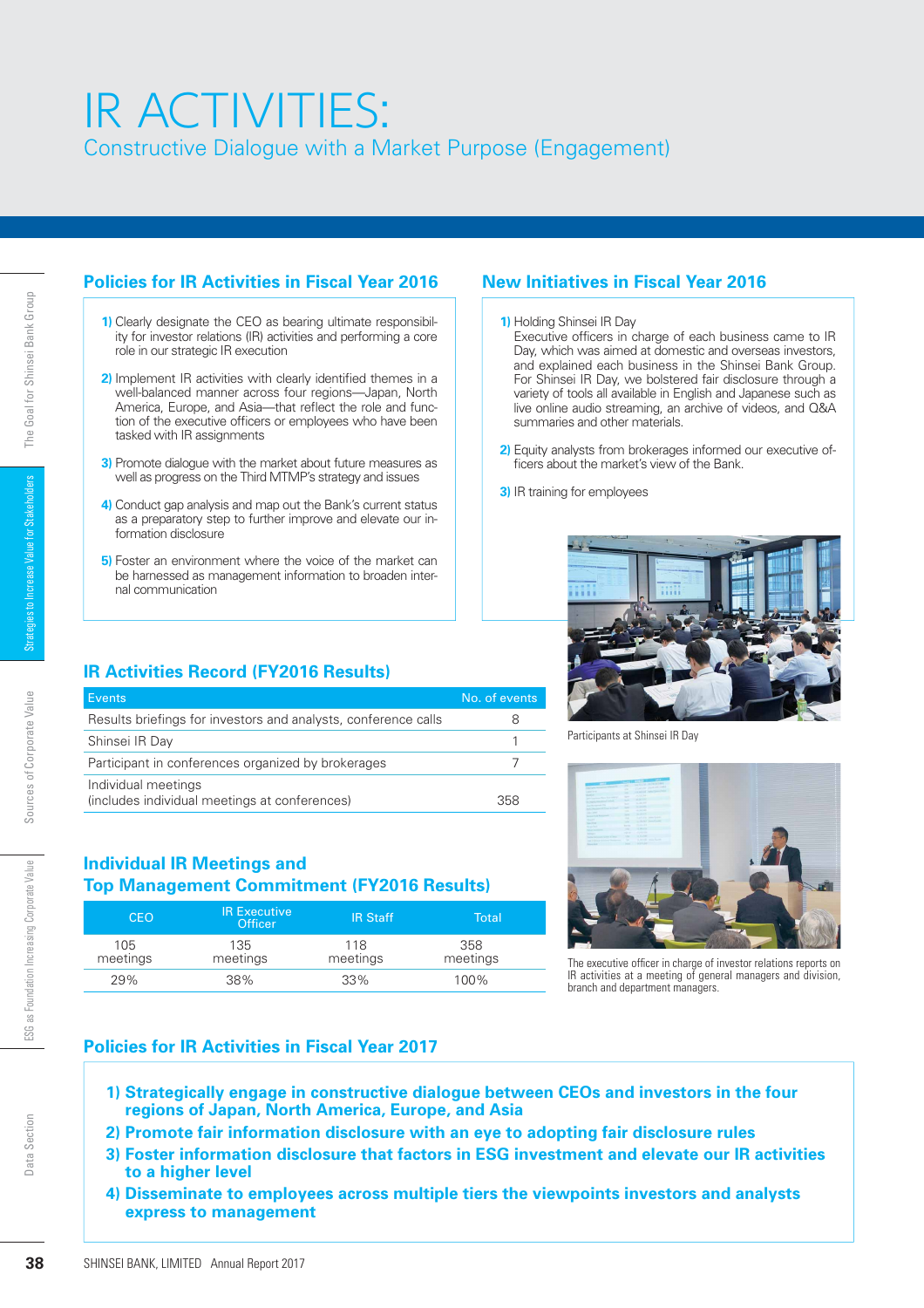# IR ACTIVITIES:

## Constructive Dialogue with a Market Purpose (Engagement)

### Policies for IR Activities in Fiscal Year 2016

1) Clearly designate the CEO as bearing ultimate responsibility for investor relations (IR) activities and performing a core role in our strategic IR execution

2) Implement IR activities with clearly identified themes in a well-balanced manner across four regions—Japan, North America, Europe, and Asia—that reflect the role and function of the executive officers or employees who have been tasked with IR assignments

3) Promote dialogue with the market about future measures as well as progress on the Third MTMP's strategy and issues

4) Conduct gap analysis and map out the Bank's current status as a preparatory step to further improve and elevate our information disclosure

5) Foster an environment where the voice of the market can be harnessed as management information to broaden internal communication

### New Initiatives in Fiscal Year 2016

1) Holding Shinsei IR Day
Executive officers in charge of each business came to IR Day, which was aimed at domestic and overseas investors, and explained each business in the Shinsei Bank Group. For Shinsei IR Day, we bolstered fair disclosure through a variety of tools all available in English and Japanese such as live online audio streaming, an archive of videos, and Q&A summaries and other materials.

2) Equity analysts from brokerages informed our executive officers about the market's view of the Bank.

3) IR training for employees

Participants at Shinsei IR Day

The executive officer in charge of investor relations reports on IR activities at a meeting of general managers and division, branch and department managers.

### IR Activities Record (FY2016 Results)

| Events | No. of events |
|---|---|
| Results briefings for investors and analysts, conference calls | 8 |
| Shinsei IR Day | 1 |
| Participant in conferences organized by brokerages | 7 |
| Individual meetings (includes individual meetings at conferences) | 358 |

### Individual IR Meetings and Top Management Commitment (FY2016 Results)

| CEO | IR Executive Officer | IR Staff | Total |
|---|---|---|---|
| 105 meetings | 135 meetings | 118 meetings | 358 meetings |
| 29% | 38% | 33% | 100% |

### Policies for IR Activities in Fiscal Year 2017

**1) Strategically engage in constructive dialogue between CEOs and investors in the four regions of Japan, North America, Europe, and Asia**

**2) Promote fair information disclosure with an eye to adopting fair disclosure rules**

**3) Foster information disclosure that factors in ESG investment and elevate our IR activities to a higher level**

**4) Disseminate to employees across multiple tiers the viewpoints investors and analysts express to management**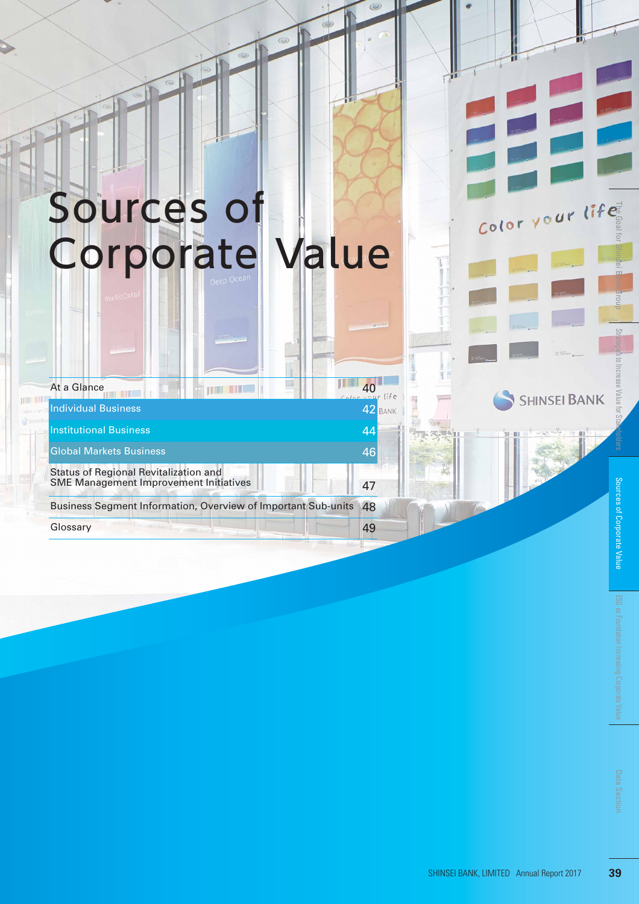# Sources of Corporate Value

| | |
|---|---|
| At a Glance | 40 |
| Individual Business | 42 |
| Institutional Business | 44 |
| Global Markets Business | 46 |
| Status of Regional Revitalization and SME Management Improvement Initiatives | 47 |
| Business Segment Information, Overview of Important Sub-units | 48 |
| Glossary | 49 |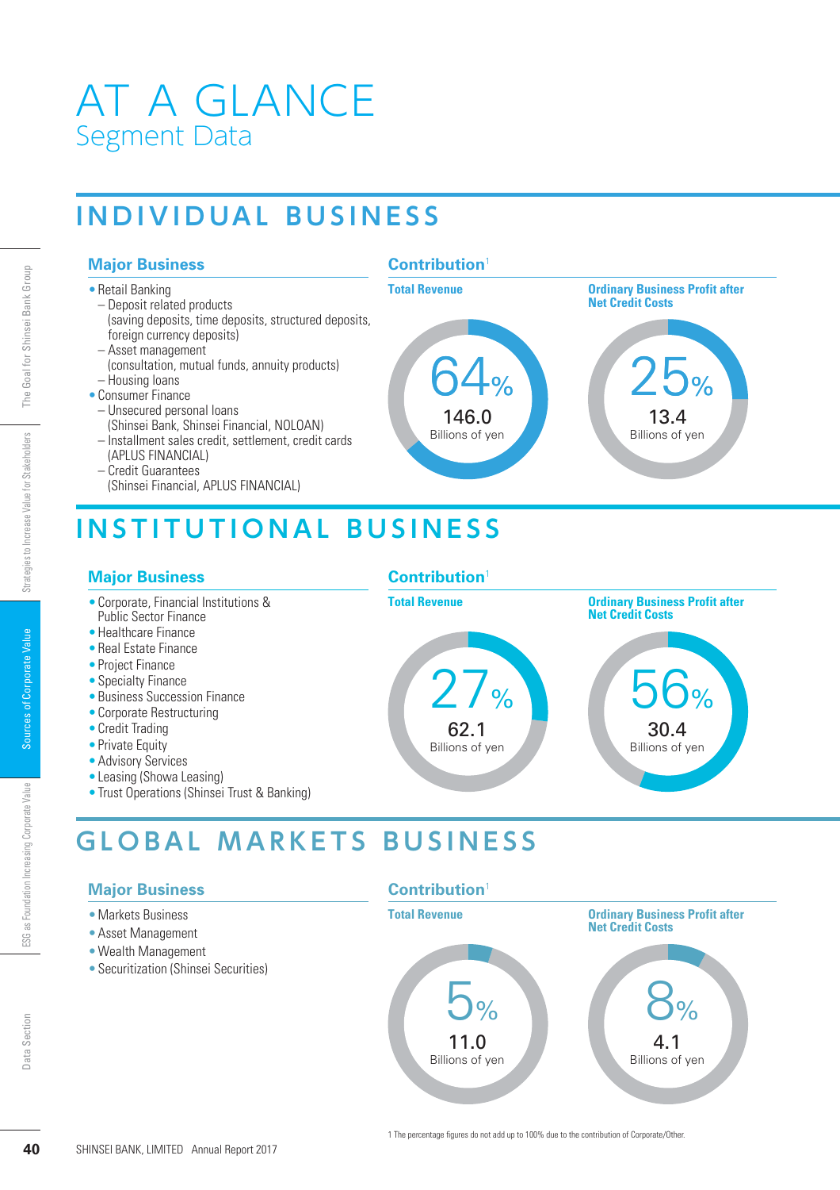# AT A GLANCE
## Segment Data

## INDIVIDUAL BUSINESS

### Major Business

- Retail Banking
  - Deposit related products (saving deposits, time deposits, structured deposits, foreign currency deposits)
  - Asset management (consultation, mutual funds, annuity products)
  - Housing loans
- Consumer Finance
  - Unsecured personal loans (Shinsei Bank, Shinsei Financial, NOLOAN)
  - Installment sales credit, settlement, credit cards (APLUS FINANCIAL)
  - Credit Guarantees (Shinsei Financial, APLUS FINANCIAL)

### Contribution[1]

**Total Revenue**

64%
146.0
Billions of yen

**Ordinary Business Profit after Net Credit Costs**

25%
13.4
Billions of yen

## INSTITUTIONAL BUSINESS

### Major Business

- Corporate, Financial Institutions & Public Sector Finance
- Healthcare Finance
- Real Estate Finance
- Project Finance
- Specialty Finance
- Business Succession Finance
- Corporate Restructuring
- Credit Trading
- Private Equity
- Advisory Services
- Leasing (Showa Leasing)
- Trust Operations (Shinsei Trust & Banking)

### Contribution[1]

**Total Revenue**

27%
62.1
Billions of yen

**Ordinary Business Profit after Net Credit Costs**

56%
30.4
Billions of yen

## GLOBAL MARKETS BUSINESS

### Major Business

- Markets Business
- Asset Management
- Wealth Management
- Securitization (Shinsei Securities)

### Contribution[1]

**Total Revenue**

5%
11.0
Billions of yen

**Ordinary Business Profit after Net Credit Costs**

8%
4.1
Billions of yen

1 The percentage figures do not add up to 100% due to the contribution of Corporate/Other.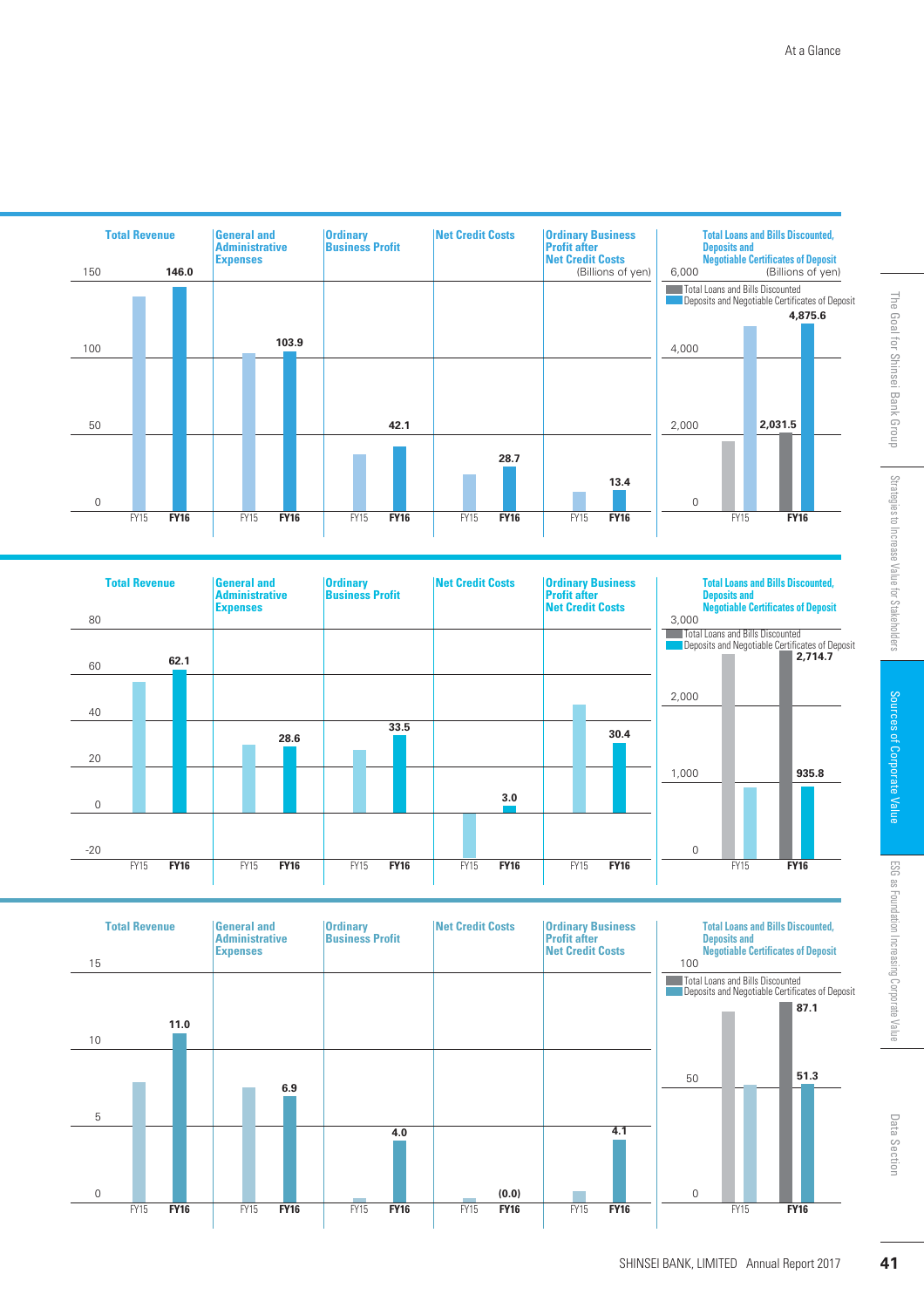| Total Revenue | General and Administrative Expenses | Ordinary Business Profit | Net Credit Costs | Ordinary Business Profit after Net Credit Costs |
|---|---|---|---|---|
| FY16: 146.0 | FY16: 103.9 | FY16: 42.1 | FY16: 28.7 | FY16: 13.4 |

(Billions of yen)

**Total Loans and Bills Discounted, Deposits and Negotiable Certificates of Deposit** (Billions of yen)

- Total Loans and Bills Discounted: FY16 2,031.5
- Deposits and Negotiable Certificates of Deposit: FY16 4,875.6

| Total Revenue | General and Administrative Expenses | Ordinary Business Profit | Net Credit Costs | Ordinary Business Profit after Net Credit Costs |
|---|---|---|---|---|
| FY16: 62.1 | FY16: 28.6 | FY16: 33.5 | FY16: 3.0 | FY16: 30.4 |

**Total Loans and Bills Discounted, Deposits and Negotiable Certificates of Deposit**

- Total Loans and Bills Discounted: FY16 2,714.7
- Deposits and Negotiable Certificates of Deposit: FY16 935.8

| Total Revenue | General and Administrative Expenses | Ordinary Business Profit | Net Credit Costs | Ordinary Business Profit after Net Credit Costs |
|---|---|---|---|---|
| FY16: 11.0 | FY16: 6.9 | FY16: 4.0 | FY16: (0.0) | FY16: 4.1 |

**Total Loans and Bills Discounted, Deposits and Negotiable Certificates of Deposit**

- Total Loans and Bills Discounted: FY16 87.1
- Deposits and Negotiable Certificates of Deposit: FY16 51.3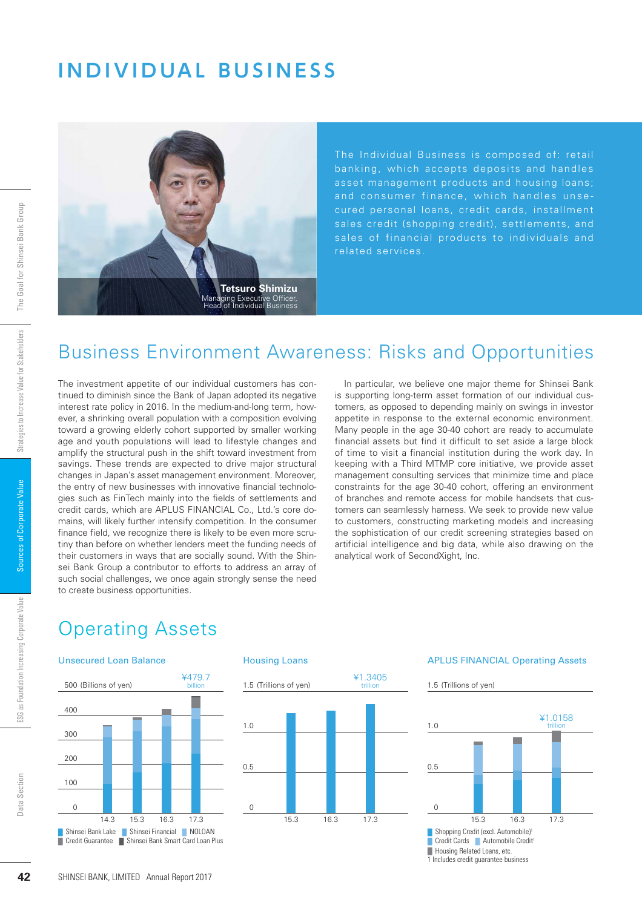# INDIVIDUAL BUSINESS

**Tetsuro Shimizu**
Managing Executive Officer,
Head of Individual Business

The Individual Business is composed of: retail banking, which accepts deposits and handles asset management products and housing loans; and consumer finance, which handles unsecured personal loans, credit cards, installment sales credit (shopping credit), settlements, and sales of financial products to individuals and related services.

## Business Environment Awareness: Risks and Opportunities

The investment appetite of our individual customers has continued to diminish since the Bank of Japan adopted its negative interest rate policy in 2016. In the medium-and-long term, however, a shrinking overall population with a composition evolving toward a growing elderly cohort supported by smaller working age and youth populations will lead to lifestyle changes and amplify the structural push in the shift toward investment from savings. These trends are expected to drive major structural changes in Japan's asset management environment. Moreover, the entry of new businesses with innovative financial technologies such as FinTech mainly into the fields of settlements and credit cards, which are APLUS FINANCIAL Co., Ltd.'s core domains, will likely further intensify competition. In the consumer finance field, we recognize there is likely to be even more scrutiny than before on whether lenders meet the funding needs of their customers in ways that are socially sound. With the Shinsei Bank Group a contributor to efforts to address an array of such social challenges, we once again strongly sense the need to create business opportunities.

In particular, we believe one major theme for Shinsei Bank is supporting long-term asset formation of our individual customers, as opposed to depending mainly on swings in investor appetite in response to the external economic environment. Many people in the age 30-40 cohort are ready to accumulate financial assets but find it difficult to set aside a large block of time to visit a financial institution during the work day. In keeping with a Third MTMP core initiative, we provide asset management consulting services that minimize time and place constraints for the age 30-40 cohort, offering an environment of branches and remote access for mobile handsets that customers can seamlessly harness. We seek to provide new value to customers, constructing marketing models and increasing the sophistication of our credit screening strategies based on artificial intelligence and big data, while also drawing on the analytical work of SecondXight, Inc.

## Operating Assets

### Unsecured Loan Balance

500 (Billions of yen) — ¥479.7 billion (17.3)

Axis: 0, 100, 200, 300, 400; Years: 14.3, 15.3, 16.3, 17.3

Legend: Shinsei Bank Lake, Shinsei Financial, NOLOAN, Credit Guarantee, Shinsei Bank Smart Card Loan Plus

### Housing Loans

1.5 (Trillions of yen) — ¥1.3405 trillion (17.3)

Axis: 0, 0.5, 1.0; Years: 15.3, 16.3, 17.3

### APLUS FINANCIAL Operating Assets

1.5 (Trillions of yen) — ¥1.0158 trillion (17.3)

Axis: 0, 0.5, 1.0; Years: 15.3, 16.3, 17.3

Legend: Shopping Credit (excl. Automobile)[1], Credit Cards, Automobile Credit[1], Housing Related Loans, etc.

1 Includes credit guarantee business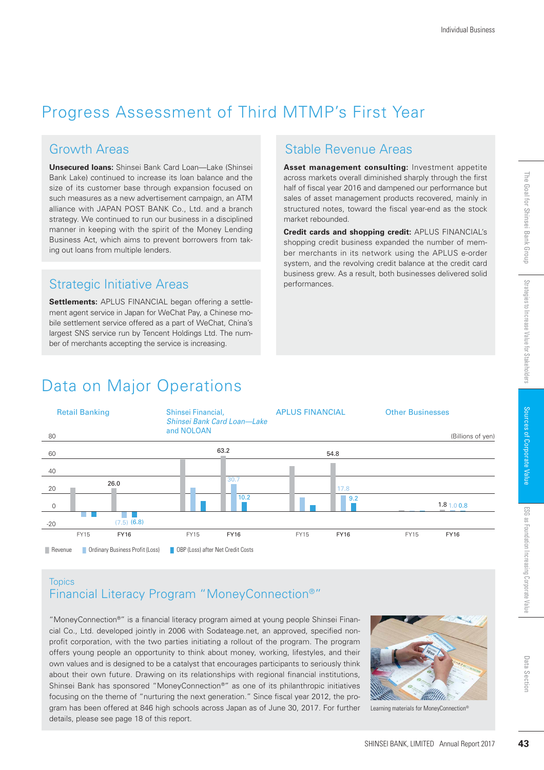# Progress Assessment of Third MTMP's First Year

## Growth Areas

**Unsecured loans:** Shinsei Bank Card Loan—Lake (Shinsei Bank Lake) continued to increase its loan balance and the size of its customer base through expansion focused on such measures as a new advertisement campaign, an ATM alliance with JAPAN POST BANK Co., Ltd. and a branch strategy. We continued to run our business in a disciplined manner in keeping with the spirit of the Money Lending Business Act, which aims to prevent borrowers from taking out loans from multiple lenders.

## Strategic Initiative Areas

**Settlements:** APLUS FINANCIAL began offering a settlement agent service in Japan for WeChat Pay, a Chinese mobile settlement service offered as a part of WeChat, China's largest SNS service run by Tencent Holdings Ltd. The number of merchants accepting the service is increasing.

## Stable Revenue Areas

**Asset management consulting:** Investment appetite across markets overall diminished sharply through the first half of fiscal year 2016 and dampened our performance but sales of asset management products recovered, mainly in structured notes, toward the fiscal year-end as the stock market rebounded.

**Credit cards and shopping credit:** APLUS FINANCIAL's shopping credit business expanded the number of member merchants in its network using the APLUS e-order system, and the revolving credit balance at the credit card business grew. As a result, both businesses delivered solid performances.

# Data on Major Operations

(Billions of yen)

| | Retail Banking | Shinsei Financial, *Shinsei Bank Card Loan—Lake* and NOLOAN | APLUS FINANCIAL | Other Businesses |
|---|---|---|---|---|
| FY16 Revenue | 26.0 | 63.2 | 54.8 | 1.8 |
| FY16 Ordinary Business Profit (Loss) | (7.5) | 30.7 | 17.8 | 1.0 |
| FY16 OBP (Loss) after Net Credit Costs | (6.8) | 10.2 | 9.2 | 0.8 |

■ Revenue ■ Ordinary Business Profit (Loss) ■ OBP (Loss) after Net Credit Costs

Topics

## Financial Literacy Program "MoneyConnection®"

"MoneyConnection®" is a financial literacy program aimed at young people Shinsei Financial Co., Ltd. developed jointly in 2006 with Sodateage.net, an approved, specified nonprofit corporation, with the two parties initiating a rollout of the program. The program offers young people an opportunity to think about money, working, lifestyles, and their own values and is designed to be a catalyst that encourages participants to seriously think about their own future. Drawing on its relationships with regional financial institutions, Shinsei Bank has sponsored "MoneyConnection®" as one of its philanthropic initiatives focusing on the theme of "nurturing the next generation." Since fiscal year 2012, the program has been offered at 846 high schools across Japan as of June 30, 2017. For further details, please see page 18 of this report.

Learning materials for MoneyConnection®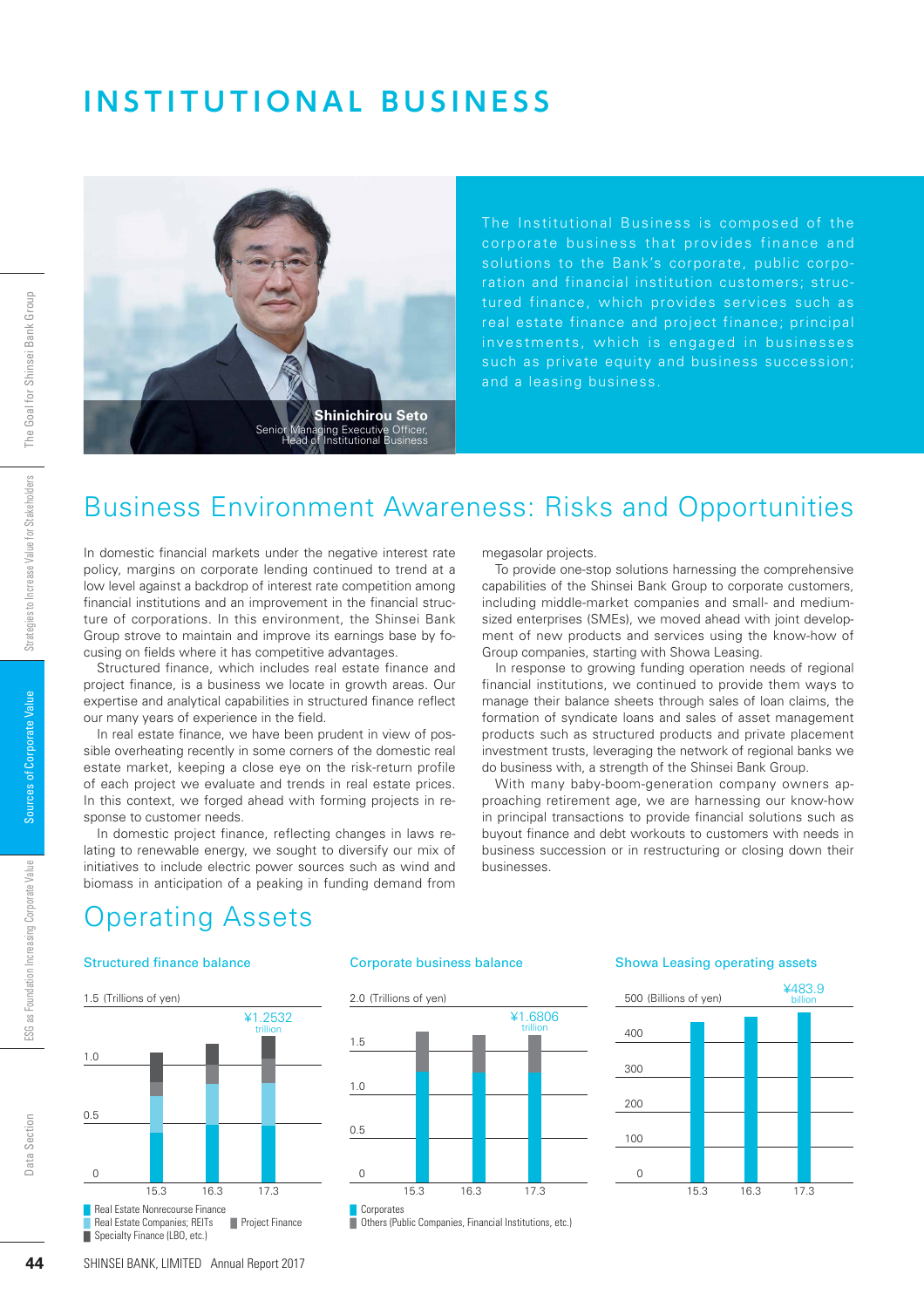# INSTITUTIONAL BUSINESS

**Shinichirou Seto**
Senior Managing Executive Officer,
Head of Institutional Business

The Institutional Business is composed of the corporate business that provides finance and solutions to the Bank's corporate, public corporation and financial institution customers; structured finance, which provides services such as real estate finance and project finance; principal investments, which is engaged in businesses such as private equity and business succession; and a leasing business.

## Business Environment Awareness: Risks and Opportunities

In domestic financial markets under the negative interest rate policy, margins on corporate lending continued to trend at a low level against a backdrop of interest rate competition among financial institutions and an improvement in the financial structure of corporations. In this environment, the Shinsei Bank Group strove to maintain and improve its earnings base by focusing on fields where it has competitive advantages.

Structured finance, which includes real estate finance and project finance, is a business we locate in growth areas. Our expertise and analytical capabilities in structured finance reflect our many years of experience in the field.

In real estate finance, we have been prudent in view of possible overheating recently in some corners of the domestic real estate market, keeping a close eye on the risk-return profile of each project we evaluate and trends in real estate prices. In this context, we forged ahead with forming projects in response to customer needs.

In domestic project finance, reflecting changes in laws relating to renewable energy, we sought to diversify our mix of initiatives to include electric power sources such as wind and biomass in anticipation of a peaking in funding demand from megasolar projects.

To provide one-stop solutions harnessing the comprehensive capabilities of the Shinsei Bank Group to corporate customers, including middle-market companies and small- and medium-sized enterprises (SMEs), we moved ahead with joint development of new products and services using the know-how of Group companies, starting with Showa Leasing.

In response to growing funding operation needs of regional financial institutions, we continued to provide them ways to manage their balance sheets through sales of loan claims, the formation of syndicate loans and sales of asset management products such as structured products and private placement investment trusts, leveraging the network of regional banks we do business with, a strength of the Shinsei Bank Group.

With many baby-boom-generation company owners approaching retirement age, we are harnessing our know-how in principal transactions to provide financial solutions such as buyout finance and debt workouts to customers with needs in business succession or in restructuring or closing down their businesses.

## Operating Assets

### Structured finance balance

1.5 (Trillions of yen)

¥1.2532 trillion (17.3)

Fiscal years: 15.3, 16.3, 17.3

- Real Estate Nonrecourse Finance
- Real Estate Companies; REITs
- Project Finance
- Specialty Finance (LBO, etc.)

### Corporate business balance

2.0 (Trillions of yen)

¥1.6806 trillion (17.3)

Fiscal years: 15.3, 16.3, 17.3

- Corporates
- Others (Public Companies, Financial Institutions, etc.)

### Showa Leasing operating assets

500 (Billions of yen)

¥483.9 billion (17.3)

Fiscal years: 15.3, 16.3, 17.3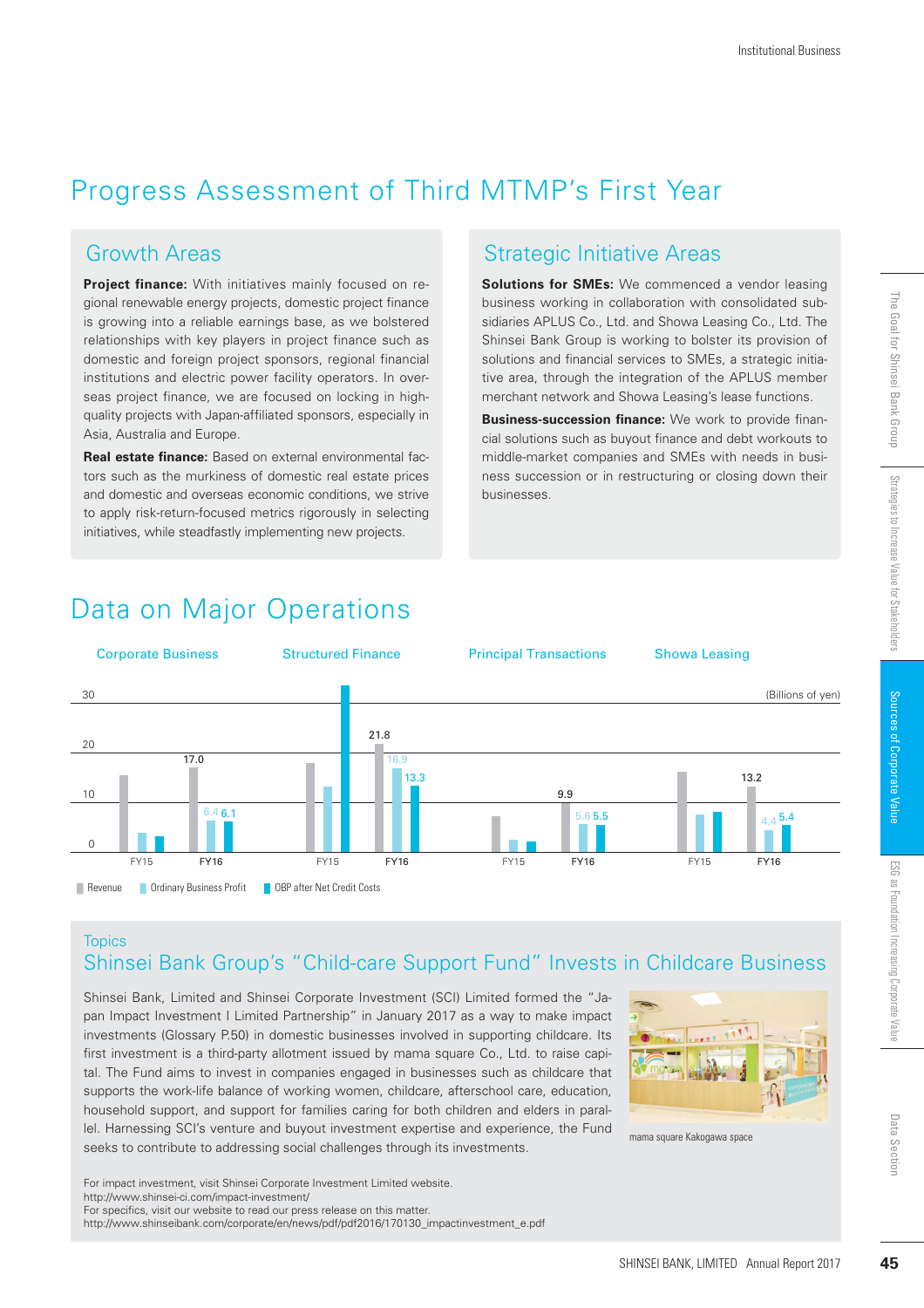# Progress Assessment of Third MTMP's First Year

## Growth Areas

**Project finance:** With initiatives mainly focused on regional renewable energy projects, domestic project finance is growing into a reliable earnings base, as we bolstered relationships with key players in project finance such as domestic and foreign project sponsors, regional financial institutions and electric power facility operators. In overseas project finance, we are focused on locking in high-quality projects with Japan-affiliated sponsors, especially in Asia, Australia and Europe.

**Real estate finance:** Based on external environmental factors such as the murkiness of domestic real estate prices and domestic and overseas economic conditions, we strive to apply risk-return-focused metrics rigorously in selecting initiatives, while steadfastly implementing new projects.

## Strategic Initiative Areas

**Solutions for SMEs:** We commenced a vendor leasing business working in collaboration with consolidated subsidiaries APLUS Co., Ltd. and Showa Leasing Co., Ltd. The Shinsei Bank Group is working to bolster its provision of solutions and financial services to SMEs, a strategic initiative area, through the integration of the APLUS member merchant network and Showa Leasing's lease functions.

**Business-succession finance:** We work to provide financial solutions such as buyout finance and debt workouts to middle-market companies and SMEs with needs in business succession or in restructuring or closing down their businesses.

# Data on Major Operations

(Billions of yen)

| | Revenue | Ordinary Business Profit | OBP after Net Credit Costs |
|---|---|---|---|
| Corporate Business FY16 | 17.0 | 6.4 | 6.1 |
| Structured Finance FY16 | 21.8 | 16.9 | 13.3 |
| Principal Transactions FY16 | 9.9 | 5.6 | 5.5 |
| Showa Leasing FY16 | 13.2 | 4.4 | 5.4 |

## Topics

### Shinsei Bank Group's "Child-care Support Fund" Invests in Childcare Business

Shinsei Bank, Limited and Shinsei Corporate Investment (SCI) Limited formed the "Japan Impact Investment I Limited Partnership" in January 2017 as a way to make impact investments (Glossary P.50) in domestic businesses involved in supporting childcare. Its first investment is a third-party allotment issued by mama square Co., Ltd. to raise capital. The Fund aims to invest in companies engaged in businesses such as childcare that supports the work-life balance of working women, childcare, afterschool care, education, household support, and support for families caring for both children and elders in parallel. Harnessing SCI's venture and buyout investment expertise and experience, the Fund seeks to contribute to addressing social challenges through its investments.

mama square Kakogawa space

For impact investment, visit Shinsei Corporate Investment Limited website.
http://www.shinsei-ci.com/impact-investment/
For specifics, visit our website to read our press release on this matter.
http://www.shinseibank.com/corporate/en/news/pdf/pdf2016/170130_impactinvestment_e.pdf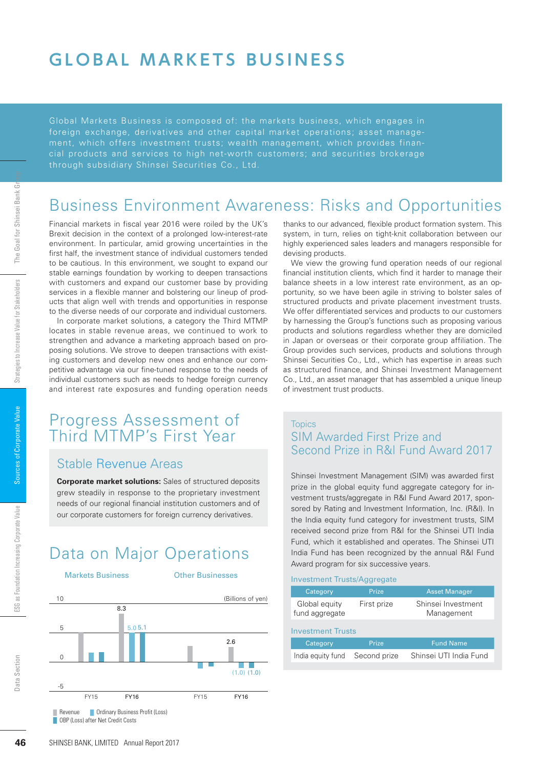// Global Markets Business

# GLOBAL MARKETS BUSINESS

Global Markets Business is composed of: the markets business, which engages in foreign exchange, derivatives and other capital market operations; asset management, which offers investment trusts; wealth management, which provides financial products and services to high net-worth customers; and securities brokerage through subsidiary Shinsei Securities Co., Ltd.

## Business Environment Awareness: Risks and Opportunities

Financial markets in fiscal year 2016 were roiled by the UK's Brexit decision in the context of a prolonged low-interest-rate environment. In particular, amid growing uncertainties in the first half, the investment stance of individual customers tended to be cautious. In this environment, we sought to expand our stable earnings foundation by working to deepen transactions with customers and expand our customer base by providing services in a flexible manner and bolstering our lineup of products that align well with trends and opportunities in response to the diverse needs of our corporate and individual customers.

In corporate market solutions, a category the Third MTMP locates in stable revenue areas, we continued to work to strengthen and advance a marketing approach based on proposing solutions. We strove to deepen transactions with existing customers and develop new ones and enhance our competitive advantage via our fine-tuned response to the needs of individual customers such as needs to hedge foreign currency and interest rate exposures and funding operation needs thanks to our advanced, flexible product formation system. This system, in turn, relies on tight-knit collaboration between our highly experienced sales leaders and managers responsible for devising products.

We view the growing fund operation needs of our regional financial institution clients, which find it harder to manage their balance sheets in a low interest rate environment, as an opportunity, so we have been agile in striving to bolster sales of structured products and private placement investment trusts. We offer differentiated services and products to our customers by harnessing the Group's functions such as proposing various products and solutions regardless whether they are domiciled in Japan or overseas or their corporate group affiliation. The Group provides such services, products and solutions through Shinsei Securities Co., Ltd., which has expertise in areas such as structured finance, and Shinsei Investment Management Co., Ltd., an asset manager that has assembled a unique lineup of investment trust products.

## Progress Assessment of Third MTMP's First Year

### Stable Revenue Areas

**Corporate market solutions:** Sales of structured deposits grew steadily in response to the proprietary investment needs of our regional financial institution customers and of our corporate customers for foreign currency derivatives.

## Data on Major Operations

(Billions of yen)

| | Markets Business FY15 | Markets Business FY16 | Other Businesses FY15 | Other Businesses FY16 |
|---|---|---|---|---|
| Revenue | | 8.3 | | 2.6 |
| Ordinary Business Profit (Loss) | | 5.0 | | (1.0) |
| OBP (Loss) after Net Credit Costs | | 5.1 | | (1.0) |

Topics

### SIM Awarded First Prize and Second Prize in R&I Fund Award 2017

Shinsei Investment Management (SIM) was awarded first prize in the global equity fund aggregate category for investment trusts/aggregate in R&I Fund Award 2017, sponsored by Rating and Investment Information, Inc. (R&I). In the India equity fund category for investment trusts, SIM received second prize from R&I for the Shinsei UTI India Fund, which it established and operates. The Shinsei UTI India Fund has been recognized by the annual R&I Fund Award program for six successive years.

Investment Trusts/Aggregate

| Category | Prize | Asset Manager |
|---|---|---|
| Global equity fund aggregate | First prize | Shinsei Investment Management |

Investment Trusts

| Category | Prize | Fund Name |
|---|---|---|
| India equity fund | Second prize | Shinsei UTI India Fund |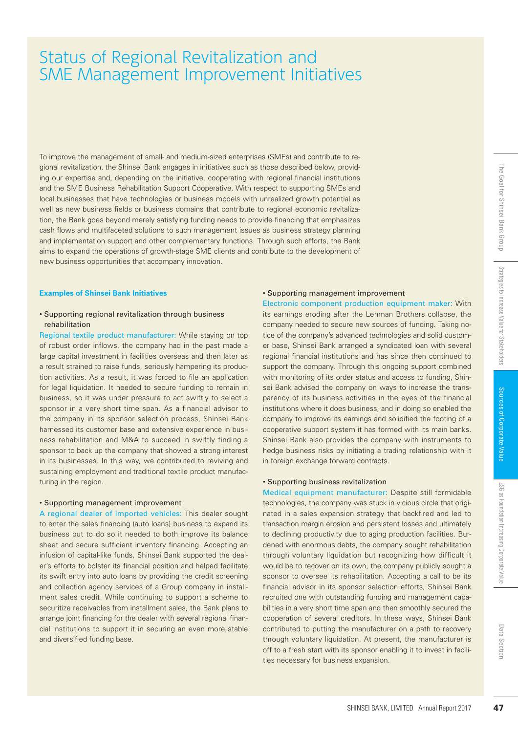# Status of Regional Revitalization and SME Management Improvement Initiatives

To improve the management of small- and medium-sized enterprises (SMEs) and contribute to regional revitalization, the Shinsei Bank engages in initiatives such as those described below, providing our expertise and, depending on the initiative, cooperating with regional financial institutions and the SME Business Rehabilitation Support Cooperative. With respect to supporting SMEs and local businesses that have technologies or business models with unrealized growth potential as well as new business fields or business domains that contribute to regional economic revitalization, the Bank goes beyond merely satisfying funding needs to provide financing that emphasizes cash flows and multifaceted solutions to such management issues as business strategy planning and implementation support and other complementary functions. Through such efforts, the Bank aims to expand the operations of growth-stage SME clients and contribute to the development of new business opportunities that accompany innovation.

**Examples of Shinsei Bank Initiatives**

• Supporting regional revitalization through business rehabilitation

Regional textile product manufacturer: While staying on top of robust order inflows, the company had in the past made a large capital investment in facilities overseas and then later as a result strained to raise funds, seriously hampering its production activities. As a result, it was forced to file an application for legal liquidation. It needed to secure funding to remain in business, so it was under pressure to act swiftly to select a sponsor in a very short time span. As a financial advisor to the company in its sponsor selection process, Shinsei Bank harnessed its customer base and extensive experience in business rehabilitation and M&A to succeed in swiftly finding a sponsor to back up the company that showed a strong interest in its businesses. In this way, we contributed to reviving and sustaining employment and traditional textile product manufacturing in the region.

• Supporting management improvement

A regional dealer of imported vehicles: This dealer sought to enter the sales financing (auto loans) business to expand its business but to do so it needed to both improve its balance sheet and secure sufficient inventory financing. Accepting an infusion of capital-like funds, Shinsei Bank supported the dealer's efforts to bolster its financial position and helped facilitate its swift entry into auto loans by providing the credit screening and collection agency services of a Group company in installment sales credit. While continuing to support a scheme to securitize receivables from installment sales, the Bank plans to arrange joint financing for the dealer with several regional financial institutions to support it in securing an even more stable and diversified funding base.

• Supporting management improvement

Electronic component production equipment maker: With its earnings eroding after the Lehman Brothers collapse, the company needed to secure new sources of funding. Taking notice of the company's advanced technologies and solid customer base, Shinsei Bank arranged a syndicated loan with several regional financial institutions and has since then continued to support the company. Through this ongoing support combined with monitoring of its order status and access to funding, Shinsei Bank advised the company on ways to increase the transparency of its business activities in the eyes of the financial institutions where it does business, and in doing so enabled the company to improve its earnings and solidified the footing of a cooperative support system it has formed with its main banks. Shinsei Bank also provides the company with instruments to hedge business risks by initiating a trading relationship with it in foreign exchange forward contracts.

• Supporting business revitalization

Medical equipment manufacturer: Despite still formidable technologies, the company was stuck in vicious circle that originated in a sales expansion strategy that backfired and led to transaction margin erosion and persistent losses and ultimately to declining productivity due to aging production facilities. Burdened with enormous debts, the company sought rehabilitation through voluntary liquidation but recognizing how difficult it would be to recover on its own, the company publicly sought a sponsor to oversee its rehabilitation. Accepting a call to be its financial advisor in its sponsor selection efforts, Shinsei Bank recruited one with outstanding funding and management capabilities in a very short time span and then smoothly secured the cooperation of several creditors. In these ways, Shinsei Bank contributed to putting the manufacturer on a path to recovery through voluntary liquidation. At present, the manufacturer is off to a fresh start with its sponsor enabling it to invest in facilities necessary for business expansion.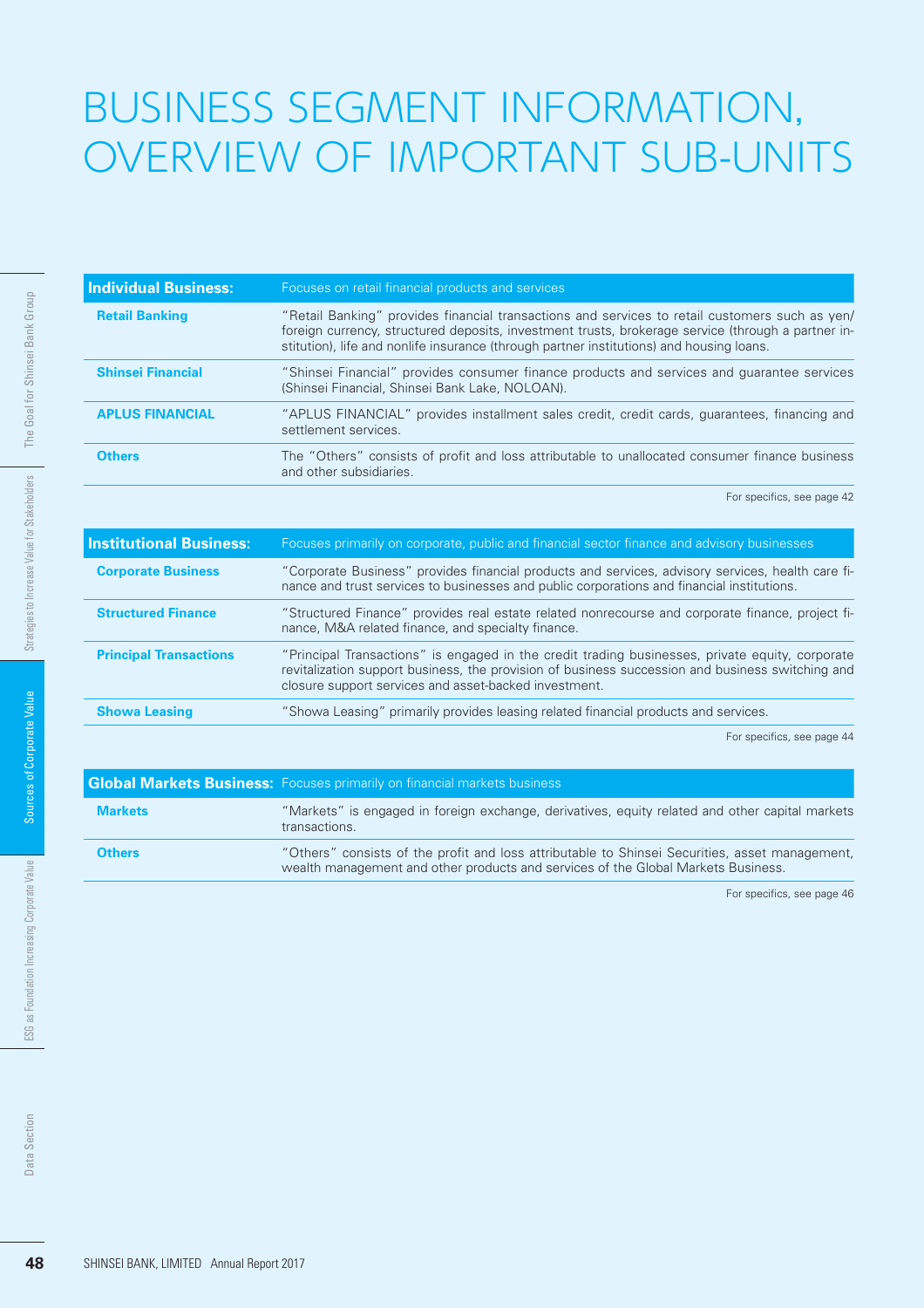# BUSINESS SEGMENT INFORMATION, OVERVIEW OF IMPORTANT SUB-UNITS

| **Individual Business:** | Focuses on retail financial products and services |
| --- | --- |
| **Retail Banking** | "Retail Banking" provides financial transactions and services to retail customers such as yen/ foreign currency, structured deposits, investment trusts, brokerage service (through a partner institution), life and nonlife insurance (through partner institutions) and housing loans. |
| **Shinsei Financial** | "Shinsei Financial" provides consumer finance products and services and guarantee services (Shinsei Financial, Shinsei Bank Lake, NOLOAN). |
| **APLUS FINANCIAL** | "APLUS FINANCIAL" provides installment sales credit, credit cards, guarantees, financing and settlement services. |
| **Others** | The "Others" consists of profit and loss attributable to unallocated consumer finance business and other subsidiaries. |

For specifics, see page 42

| **Institutional Business:** | Focuses primarily on corporate, public and financial sector finance and advisory businesses |
| --- | --- |
| **Corporate Business** | "Corporate Business" provides financial products and services, advisory services, health care finance and trust services to businesses and public corporations and financial institutions. |
| **Structured Finance** | "Structured Finance" provides real estate related nonrecourse and corporate finance, project finance, M&A related finance, and specialty finance. |
| **Principal Transactions** | "Principal Transactions" is engaged in the credit trading businesses, private equity, corporate revitalization support business, the provision of business succession and business switching and closure support services and asset-backed investment. |
| **Showa Leasing** | "Showa Leasing" primarily provides leasing related financial products and services. |

For specifics, see page 44

| **Global Markets Business:** | Focuses primarily on financial markets business |
| --- | --- |
| **Markets** | "Markets" is engaged in foreign exchange, derivatives, equity related and other capital markets transactions. |
| **Others** | "Others" consists of the profit and loss attributable to Shinsei Securities, asset management, wealth management and other products and services of the Global Markets Business. |

For specifics, see page 46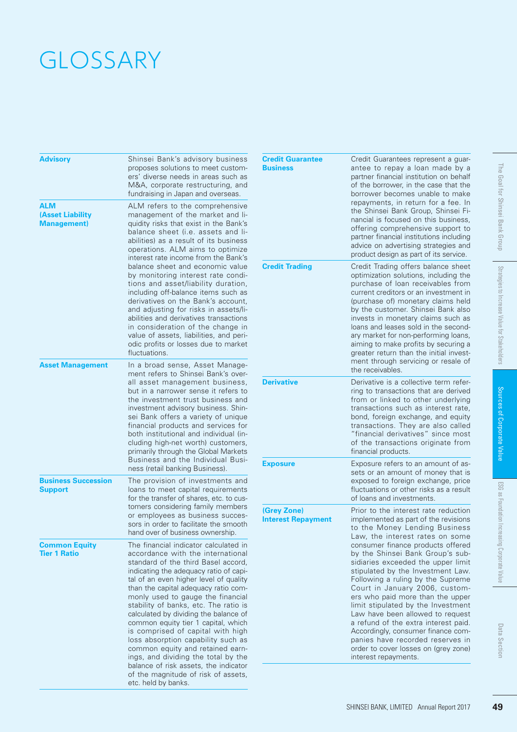# GLOSSARY

**Advisory**

Shinsei Bank's advisory business proposes solutions to meet customers' diverse needs in areas such as M&A, corporate restructuring, and fundraising in Japan and overseas.

**ALM (Asset Liability Management)**

ALM refers to the comprehensive management of the market and liquidity risks that exist in the Bank's balance sheet (i.e. assets and liabilities) as a result of its business operations. ALM aims to optimize interest rate income from the Bank's balance sheet and economic value by monitoring interest rate conditions and asset/liability duration, including off-balance items such as derivatives on the Bank's account, and adjusting for risks in assets/liabilities and derivatives transactions in consideration of the change in value of assets, liabilities, and periodic profits or losses due to market fluctuations.

**Asset Management**

In a broad sense, Asset Management refers to Shinsei Bank's overall asset management business, but in a narrower sense it refers to the investment trust business and investment advisory business. Shinsei Bank offers a variety of unique financial products and services for both institutional and individual (including high-net worth) customers, primarily through the Global Markets Business and the Individual Business (retail banking Business).

**Business Succession Support**

The provision of investments and loans to meet capital requirements for the transfer of shares, etc. to customers considering family members or employees as business successors in order to facilitate the smooth hand over of business ownership.

**Common Equity Tier 1 Ratio**

The financial indicator calculated in accordance with the international standard of the third Basel accord, indicating the adequacy ratio of capital of an even higher level of quality than the capital adequacy ratio commonly used to gauge the financial stability of banks, etc. The ratio is calculated by dividing the balance of common equity tier 1 capital, which is comprised of capital with high loss absorption capability such as common equity and retained earnings, and dividing the total by the balance of risk assets, the indicator of the magnitude of risk of assets, etc. held by banks.

**Credit Guarantee Business**

Credit Guarantees represent a guarantee to repay a loan made by a partner financial institution on behalf of the borrower, in the case that the borrower becomes unable to make repayments, in return for a fee. In the Shinsei Bank Group, Shinsei Financial is focused on this business, offering comprehensive support to partner financial institutions including advice on advertising strategies and product design as part of its service.

**Credit Trading**

Credit Trading offers balance sheet optimization solutions, including the purchase of loan receivables from current creditors or an investment in (purchase of) monetary claims held by the customer. Shinsei Bank also invests in monetary claims such as loans and leases sold in the secondary market for non-performing loans, aiming to make profits by securing a greater return than the initial investment through servicing or resale of the receivables.

**Derivative**

Derivative is a collective term referring to transactions that are derived from or linked to other underlying transactions such as interest rate, bond, foreign exchange, and equity transactions. They are also called "financial derivatives" since most of the transactions originate from financial products.

**Exposure**

Exposure refers to an amount of assets or an amount of money that is exposed to foreign exchange, price fluctuations or other risks as a result of loans and investments.

**(Grey Zone) Interest Repayment**

Prior to the interest rate reduction implemented as part of the revisions to the Money Lending Business Law, the interest rates on some consumer finance products offered by the Shinsei Bank Group's subsidiaries exceeded the upper limit stipulated by the Investment Law. Following a ruling by the Supreme Court in January 2006, customers who paid more than the upper limit stipulated by the Investment Law have been allowed to request a refund of the extra interest paid. Accordingly, consumer finance companies have recorded reserves in order to cover losses on (grey zone) interest repayments.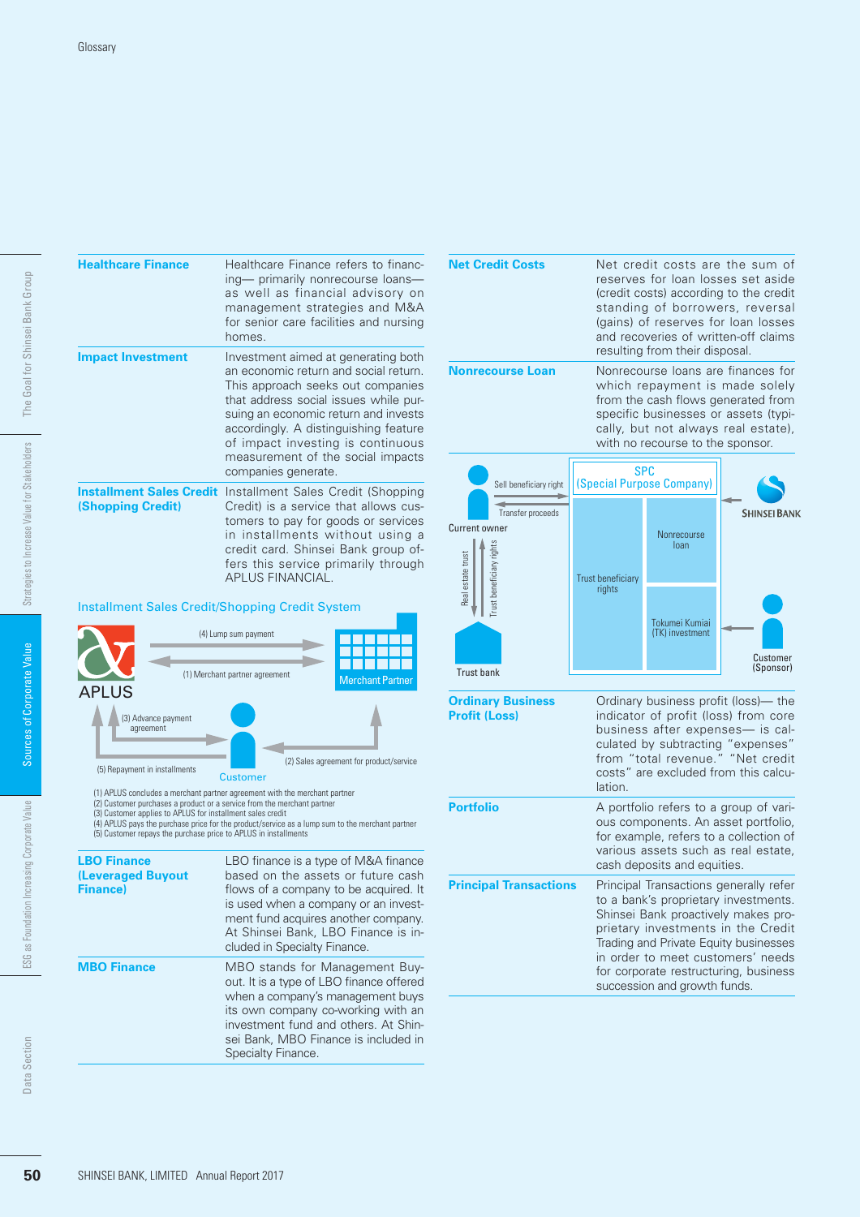Glossary

**Healthcare Finance**

Healthcare Finance refers to financing— primarily nonrecourse loans— as well as financial advisory on management strategies and M&A for senior care facilities and nursing homes.

**Impact Investment**

Investment aimed at generating both an economic return and social return. This approach seeks out companies that address social issues while pursuing an economic return and invests accordingly. A distinguishing feature of impact investing is continuous measurement of the social impacts companies generate.

**Installment Sales Credit (Shopping Credit)**

Installment Sales Credit (Shopping Credit) is a service that allows customers to pay for goods or services in installments without using a credit card. Shinsei Bank group offers this service primarily through APLUS FINANCIAL.

Installment Sales Credit/Shopping Credit System

(1) APLUS concludes a merchant partner agreement with the merchant partner
(2) Customer purchases a product or a service from the merchant partner
(3) Customer applies to APLUS for installment sales credit
(4) APLUS pays the purchase price for the product/service as a lump sum to the merchant partner
(5) Customer repays the purchase price to APLUS in installments

**LBO Finance (Leveraged Buyout Finance)**

LBO finance is a type of M&A finance based on the assets or future cash flows of a company to be acquired. It is used when a company or an investment fund acquires another company. At Shinsei Bank, LBO Finance is included in Specialty Finance.

**MBO Finance**

MBO stands for Management Buyout. It is a type of LBO finance offered when a company's management buys its own company co-working with an investment fund and others. At Shinsei Bank, MBO Finance is included in Specialty Finance.

**Net Credit Costs**

Net credit costs are the sum of reserves for loan losses set aside (credit costs) according to the credit standing of borrowers, reversal (gains) of reserves for loan losses and recoveries of written-off claims resulting from their disposal.

**Nonrecourse Loan**

Nonrecourse loans are finances for which repayment is made solely from the cash flows generated from specific businesses or assets (typically, but not always real estate), with no recourse to the sponsor.

**Ordinary Business Profit (Loss)**

Ordinary business profit (loss)— the indicator of profit (loss) from core business after expenses— is calculated by subtracting "expenses" from "total revenue." "Net credit costs" are excluded from this calculation.

**Portfolio**

A portfolio refers to a group of various components. An asset portfolio, for example, refers to a collection of various assets such as real estate, cash deposits and equities.

**Principal Transactions**

Principal Transactions generally refer to a bank's proprietary investments. Shinsei Bank proactively makes proprietary investments in the Credit Trading and Private Equity businesses in order to meet customers' needs for corporate restructuring, business succession and growth funds.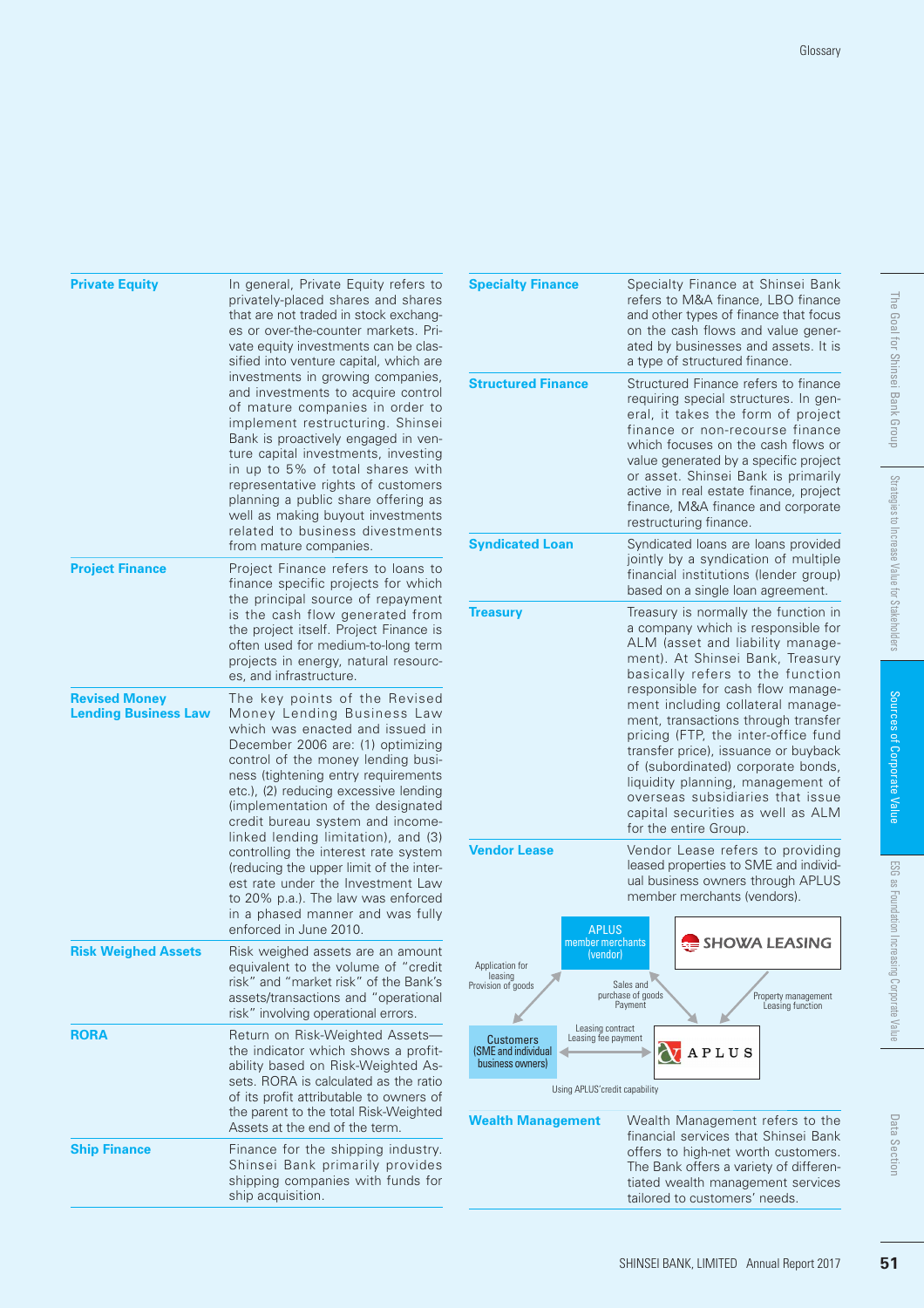**Private Equity**
In general, Private Equity refers to privately-placed shares and shares that are not traded in stock exchanges or over-the-counter markets. Private equity investments can be classified into venture capital, which are investments in growing companies, and investments to acquire control of mature companies in order to implement restructuring. Shinsei Bank is proactively engaged in venture capital investments, investing in up to 5% of total shares with representative rights of customers planning a public share offering as well as making buyout investments related to business divestments from mature companies.

**Project Finance**
Project Finance refers to loans to finance specific projects for which the principal source of repayment is the cash flow generated from the project itself. Project Finance is often used for medium-to-long term projects in energy, natural resources, and infrastructure.

**Revised Money Lending Business Law**
The key points of the Revised Money Lending Business Law which was enacted and issued in December 2006 are: (1) optimizing control of the money lending business (tightening entry requirements etc.), (2) reducing excessive lending (implementation of the designated credit bureau system and income-linked lending limitation), and (3) controlling the interest rate system (reducing the upper limit of the interest rate under the Investment Law to 20% p.a.). The law was enforced in a phased manner and was fully enforced in June 2010.

**Risk Weighed Assets**
Risk weighed assets are an amount equivalent to the volume of "credit risk" and "market risk" of the Bank's assets/transactions and "operational risk" involving operational errors.

**RORA**
Return on Risk-Weighted Assets—the indicator which shows a profitability based on Risk-Weighted Assets. RORA is calculated as the ratio of its profit attributable to owners of the parent to the total Risk-Weighted Assets at the end of the term.

**Ship Finance**
Finance for the shipping industry. Shinsei Bank primarily provides shipping companies with funds for ship acquisition.

**Specialty Finance**
Specialty Finance at Shinsei Bank refers to M&A finance, LBO finance and other types of finance that focus on the cash flows and value generated by businesses and assets. It is a type of structured finance.

**Structured Finance**
Structured Finance refers to finance requiring special structures. In general, it takes the form of project finance or non-recourse finance which focuses on the cash flows or value generated by a specific project or asset. Shinsei Bank is primarily active in real estate finance, project finance, M&A finance and corporate restructuring finance.

**Syndicated Loan**
Syndicated loans are loans provided jointly by a syndication of multiple financial institutions (lender group) based on a single loan agreement.

**Treasury**
Treasury is normally the function in a company which is responsible for ALM (asset and liability management). At Shinsei Bank, Treasury basically refers to the function responsible for cash flow management including collateral management, transactions through transfer pricing (FTP, the inter-office fund transfer price), issuance or buyback of (subordinated) corporate bonds, liquidity planning, management of overseas subsidiaries that issue capital securities as well as ALM for the entire Group.

**Vendor Lease**
Vendor Lease refers to providing leased properties to SME and individual business owners through APLUS member merchants (vendors).

APLUS member merchants (vendor)
SHOWA LEASING
Application for leasing
Provision of goods
Sales and purchase of goods
Payment
Property management
Leasing function
Customers (SME and individual business owners)
Leasing contract
Leasing fee payment
APLUS
Using APLUS'credit capability

**Wealth Management**
Wealth Management refers to the financial services that Shinsei Bank offers to high-net worth customers. The Bank offers a variety of differentiated wealth management services tailored to customers' needs.